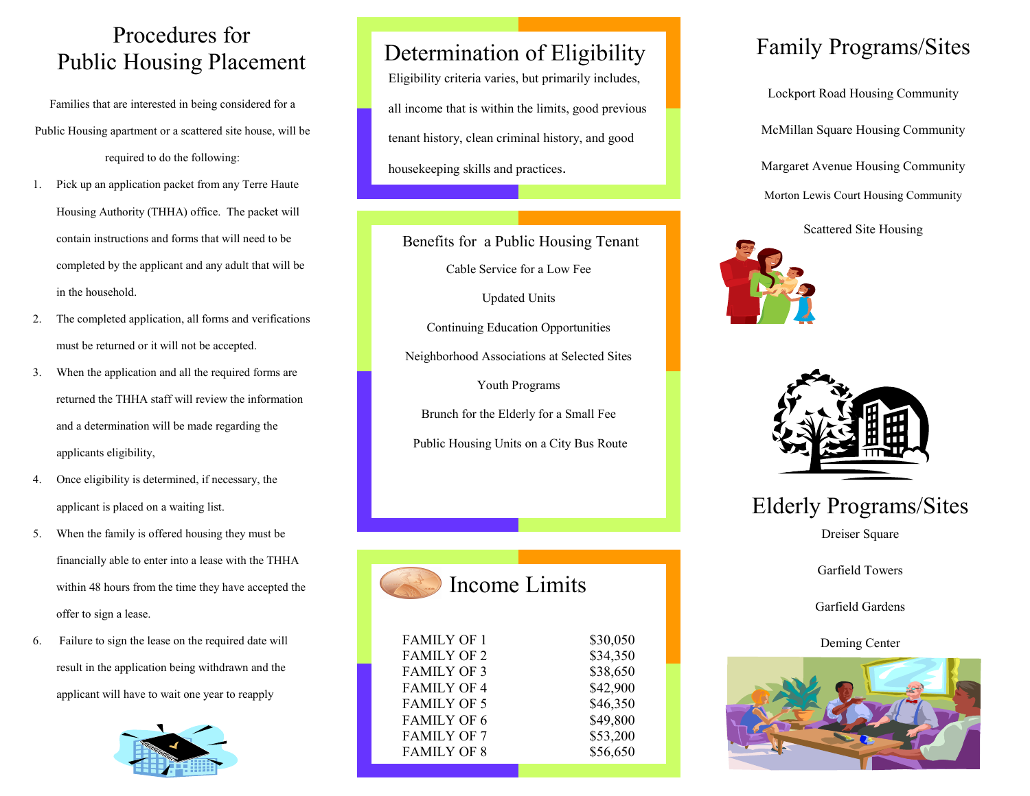# Procedures for Public Housing Placement

Families that are interested in being considered for a Public Housing apartment or a scattered site house, will be required to do the following:

1. Pick up an application packet from any Terre Haute Housing Authority (THHA) office. The packet will contain instructions and forms that will need to be completed by the applicant and any adult that will be in the household.
2. The completed application, all forms and verifications must be returned or it will not be accepted.
3. When the application and all the required forms are returned the THHA staff will review the information and a determination will be made regarding the applicants eligibility,
4. Once eligibility is determined, if necessary, the applicant is placed on a waiting list.
5. When the family is offered housing they must be financially able to enter into a lease with the THHA within 48 hours from the time they have accepted the offer to sign a lease.
6. Failure to sign the lease on the required date will result in the application being withdrawn and the applicant will have to wait one year to reapply

## Determination of Eligibility

Eligibility criteria varies, but primarily includes, all income that is within the limits, good previous tenant history, clean criminal history, and good housekeeping skills and practices.

## Benefits for a Public Housing Tenant

Cable Service for a Low Fee

Updated Units

Continuing Education Opportunities

Neighborhood Associations at Selected Sites

Youth Programs

Brunch for the Elderly for a Small Fee

Public Housing Units on a City Bus Route

## Income Limits

| | |
|---|---|
| FAMILY OF 1 | $30,050 |
| FAMILY OF 2 | $34,350 |
| FAMILY OF 3 | $38,650 |
| FAMILY OF 4 | $42,900 |
| FAMILY OF 5 | $46,350 |
| FAMILY OF 6 | $49,800 |
| FAMILY OF 7 | $53,200 |
| FAMILY OF 8 | $56,650 |

## Family Programs/Sites

Lockport Road Housing Community

McMillan Square Housing Community

Margaret Avenue Housing Community

Morton Lewis Court Housing Community

Scattered Site Housing

## Elderly Programs/Sites

Dreiser Square

Garfield Towers

Garfield Gardens

Deming Center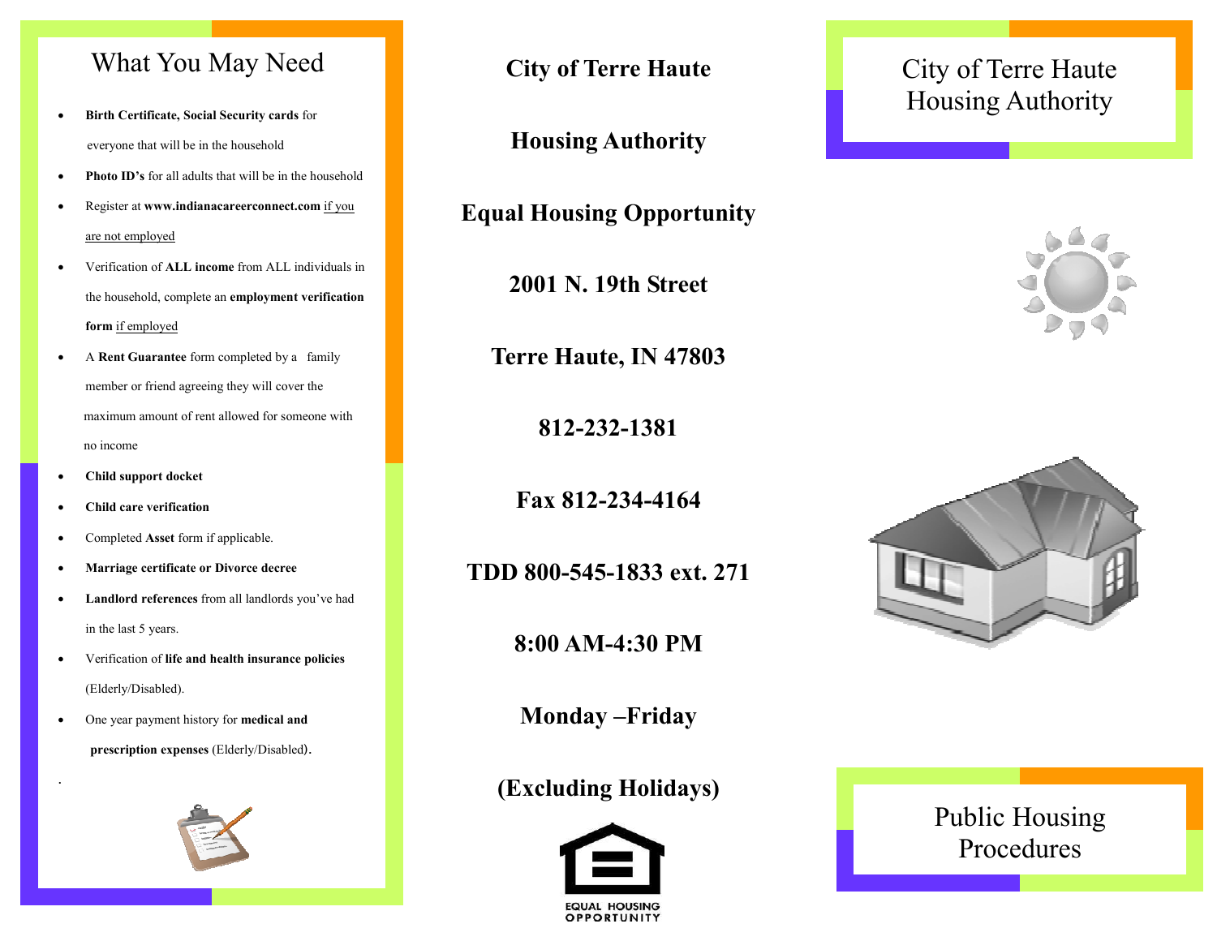## What You May Need

- **Birth Certificate, Social Security cards** for everyone that will be in the household
- **Photo ID's** for all adults that will be in the household
- Register at **www.indianacareerconnect.com** if you are not employed
- Verification of **ALL income** from ALL individuals in the household, complete an **employment verification form** if employed
- A **Rent Guarantee** form completed by a family member or friend agreeing they will cover the maximum amount of rent allowed for someone with no income
- **Child support docket**
- **Child care verification**
- Completed **Asset** form if applicable.
- **Marriage certificate or Divorce decree**
- **Landlord references** from all landlords you've had in the last 5 years.
- Verification of **life and health insurance policies** (Elderly/Disabled).
- One year payment history for **medical and prescription expenses** (Elderly/Disabled).

**City of Terre Haute**

**Housing Authority**

**Equal Housing Opportunity**

**2001 N. 19th Street**

**Terre Haute, IN 47803**

**812-232-1381**

**Fax 812-234-4164**

**TDD 800-545-1833 ext. 271**

**8:00 AM-4:30 PM**

**Monday –Friday**

**(Excluding Holidays)**

EQUAL HOUSING OPPORTUNITY

# City of Terre Haute Housing Authority

## Public Housing Procedures